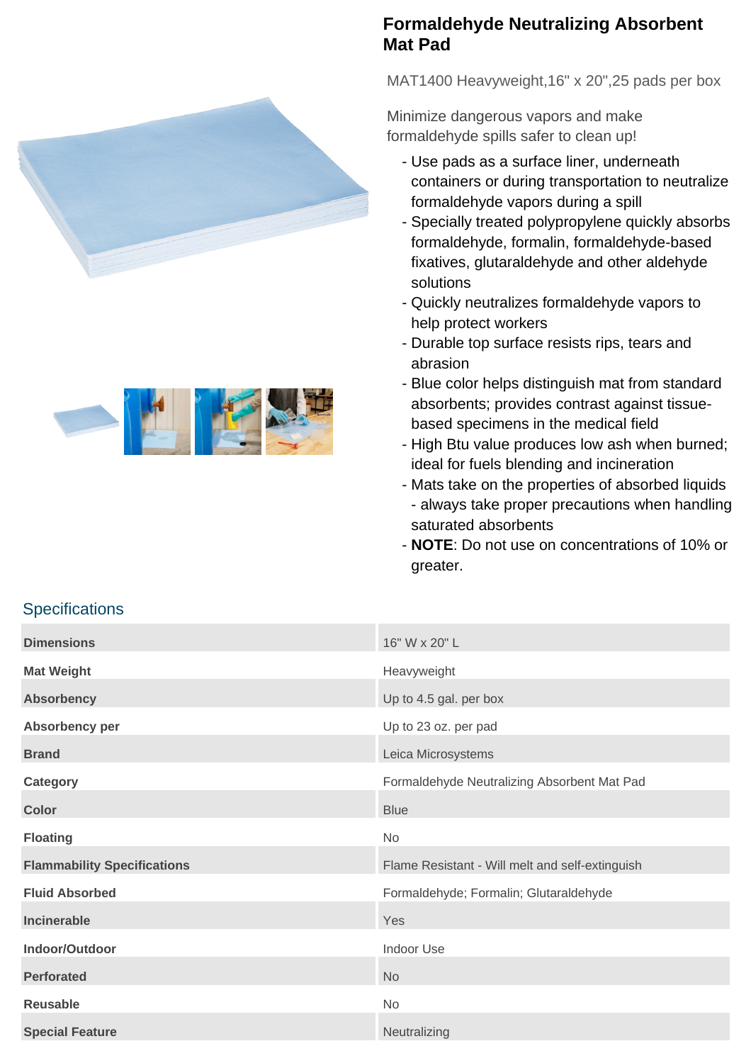# Formaldehyde Neutralizing Absorbent Mat Pad

MAT1400 Heavyweight,16" x 20",25 pads per box

Minimize dangerous vapors and make formaldehyde spills safer to clean up!

- Use pads as a surface liner, underneath containers or during transportation to neutralize formaldehyde vapors during a spill
- Specially treated polypropylene quickly absorbs formaldehyde, formalin, formaldehyde-based fixatives, glutaraldehyde and other aldehyde solutions
- Quickly neutralizes formaldehyde vapors to help protect workers
- Durable top surface resists rips, tears and abrasion
- Blue color helps distinguish mat from standard absorbents; provides contrast against tissue-based specimens in the medical field
- High Btu value produces low ash when burned; ideal for fuels blending and incineration
- Mats take on the properties of absorbed liquids - always take proper precautions when handling saturated absorbents
- **NOTE**: Do not use on concentrations of 10% or greater.

## Specifications

| | |
|---|---|
| **Dimensions** | 16" W x 20" L |
| **Mat Weight** | Heavyweight |
| **Absorbency** | Up to 4.5 gal. per box |
| **Absorbency per** | Up to 23 oz. per pad |
| **Brand** | Leica Microsystems |
| **Category** | Formaldehyde Neutralizing Absorbent Mat Pad |
| **Color** | Blue |
| **Floating** | No |
| **Flammability Specifications** | Flame Resistant - Will melt and self-extinguish |
| **Fluid Absorbed** | Formaldehyde; Formalin; Glutaraldehyde |
| **Incinerable** | Yes |
| **Indoor/Outdoor** | Indoor Use |
| **Perforated** | No |
| **Reusable** | No |
| **Special Feature** | Neutralizing |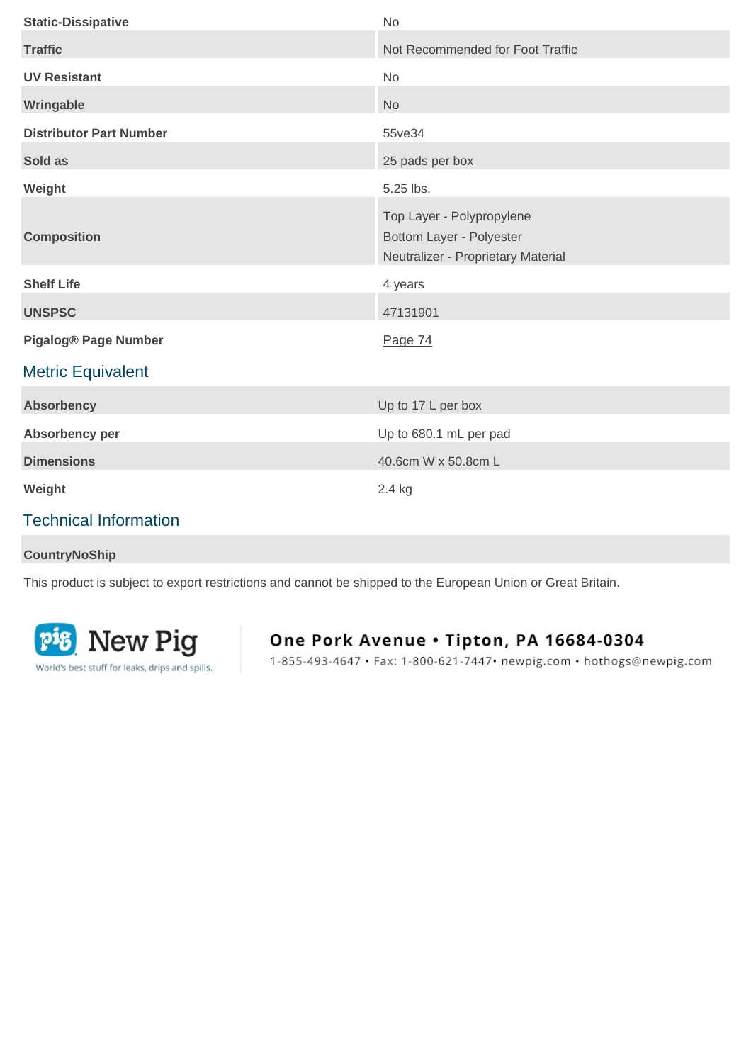| | |
|---|---|
| **Static-Dissipative** | No |
| **Traffic** | Not Recommended for Foot Traffic |
| **UV Resistant** | No |
| **Wringable** | No |
| **Distributor Part Number** | 55ve34 |
| **Sold as** | 25 pads per box |
| **Weight** | 5.25 lbs. |
| **Composition** | Top Layer - Polypropylene<br>Bottom Layer - Polyester<br>Neutralizer - Proprietary Material |
| **Shelf Life** | 4 years |
| **UNSPSC** | 47131901 |
| **Pigalog® Page Number** | Page 74 |

## Metric Equivalent

| | |
|---|---|
| **Absorbency** | Up to 17 L per box |
| **Absorbency per** | Up to 680.1 mL per pad |
| **Dimensions** | 40.6cm W x 50.8cm L |
| **Weight** | 2.4 kg |

## Technical Information

**CountryNoShip**

This product is subject to export restrictions and cannot be shipped to the European Union or Great Britain.

New Pig
World's best stuff for leaks, drips and spills.

One Pork Avenue • Tipton, PA 16684-0304
1-855-493-4647 • Fax: 1-800-621-7447• newpig.com • hothogs@newpig.com